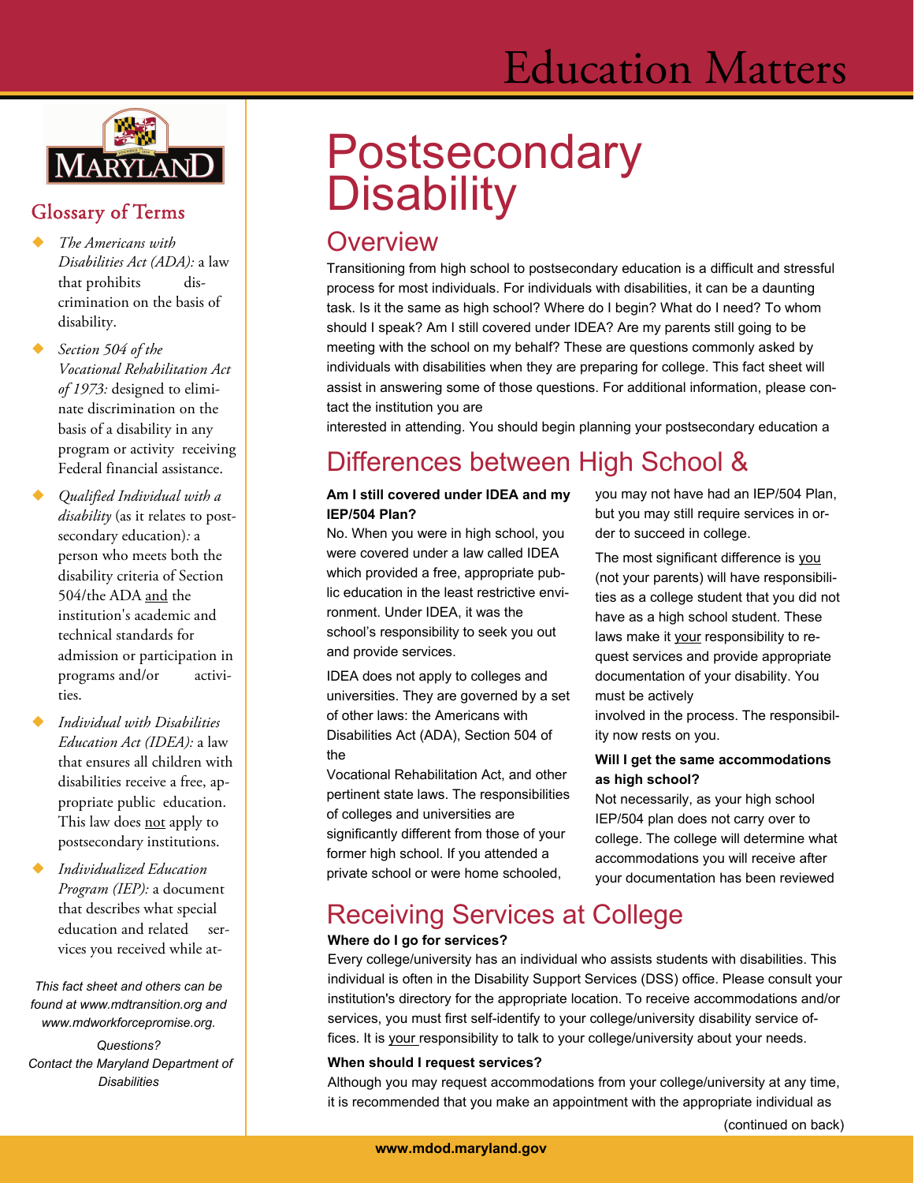# Education Matters

# Postsecondary Disability

## Overview

Transitioning from high school to postsecondary education is a difficult and stressful process for most individuals. For individuals with disabilities, it can be a daunting task. Is it the same as high school? Where do I begin? What do I need? To whom should I speak? Am I still covered under IDEA? Are my parents still going to be meeting with the school on my behalf? These are questions commonly asked by individuals with disabilities when they are preparing for college. This fact sheet will assist in answering some of those questions. For additional information, please contact the institution you are

interested in attending. You should begin planning your postsecondary education a

## Differences between High School &

**Am I still covered under IDEA and my IEP/504 Plan?**

No. When you were in high school, you were covered under a law called IDEA which provided a free, appropriate public education in the least restrictive environment. Under IDEA, it was the school's responsibility to seek you out and provide services.

IDEA does not apply to colleges and universities. They are governed by a set of other laws: the Americans with Disabilities Act (ADA), Section 504 of the

Vocational Rehabilitation Act, and other pertinent state laws. The responsibilities of colleges and universities are significantly different from those of your former high school. If you attended a private school or were home schooled, you may not have had an IEP/504 Plan, but you may still require services in order to succeed in college.

The most significant difference is <u>you</u> (not your parents) will have responsibilities as a college student that you did not have as a high school student. These laws make it <u>your</u> responsibility to request services and provide appropriate documentation of your disability. You must be actively

involved in the process. The responsibility now rests on you.

**Will I get the same accommodations as high school?**

Not necessarily, as your high school IEP/504 plan does not carry over to college. The college will determine what accommodations you will receive after your documentation has been reviewed

## Receiving Services at College

**Where do I go for services?**

Every college/university has an individual who assists students with disabilities. This individual is often in the Disability Support Services (DSS) office. Please consult your institution's directory for the appropriate location. To receive accommodations and/or services, you must first self-identify to your college/university disability service offices. It is <u>your</u> responsibility to talk to your college/university about your needs.

**When should I request services?**

Although you may request accommodations from your college/university at any time, it is recommended that you make an appointment with the appropriate individual as

(continued on back)

## Glossary of Terms

- *The Americans with Disabilities Act (ADA):* a law that prohibits discrimination on the basis of disability.
- *Section 504 of the Vocational Rehabilitation Act of 1973:* designed to eliminate discrimination on the basis of a disability in any program or activity receiving Federal financial assistance.
- *Qualified Individual with a disability* (as it relates to postsecondary education)*:* a person who meets both the disability criteria of Section 504/the ADA <u>and</u> the institution's academic and technical standards for admission or participation in programs and/or activities.
- *Individual with Disabilities Education Act (IDEA):* a law that ensures all children with disabilities receive a free, appropriate public education. This law does <u>not</u> apply to postsecondary institutions.
- *Individualized Education Program (IEP):* a document that describes what special education and related services you received while at-

*This fact sheet and others can be found at www.mdtransition.org and www.mdworkforcepromise.org.*

*Questions? Contact the Maryland Department of Disabilities*

**www.mdod.maryland.gov**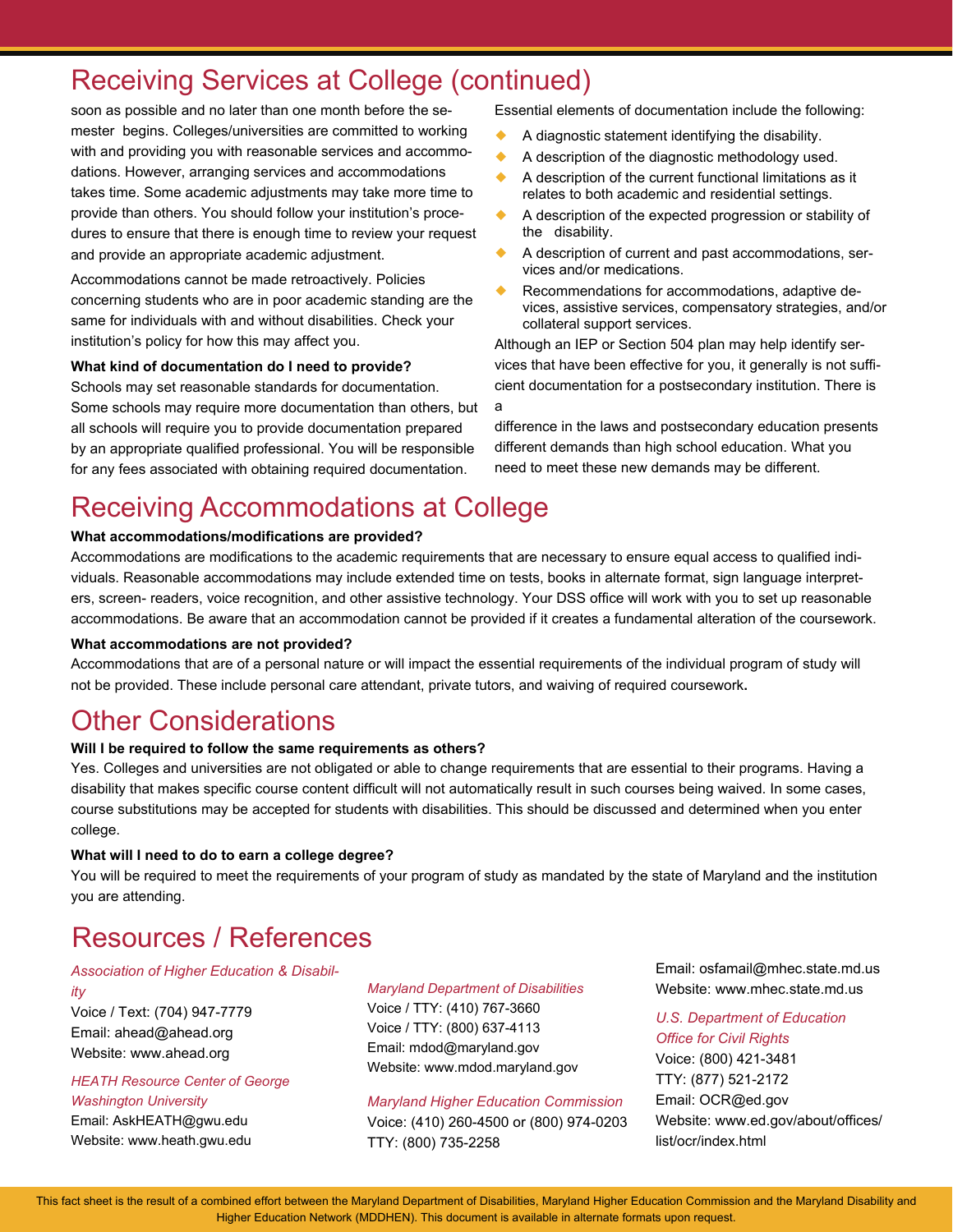# Receiving Services at College (continued)

soon as possible and no later than one month before the semester begins. Colleges/universities are committed to working with and providing you with reasonable services and accommodations. However, arranging services and accommodations takes time. Some academic adjustments may take more time to provide than others. You should follow your institution's procedures to ensure that there is enough time to review your request and provide an appropriate academic adjustment.

Accommodations cannot be made retroactively. Policies concerning students who are in poor academic standing are the same for individuals with and without disabilities. Check your institution's policy for how this may affect you.

**What kind of documentation do I need to provide?**

Schools may set reasonable standards for documentation. Some schools may require more documentation than others, but all schools will require you to provide documentation prepared by an appropriate qualified professional. You will be responsible for any fees associated with obtaining required documentation.

Essential elements of documentation include the following:

- A diagnostic statement identifying the disability.
- A description of the diagnostic methodology used.
- A description of the current functional limitations as it relates to both academic and residential settings.
- A description of the expected progression or stability of the disability.
- A description of current and past accommodations, services and/or medications.
- Recommendations for accommodations, adaptive devices, assistive services, compensatory strategies, and/or collateral support services.

Although an IEP or Section 504 plan may help identify services that have been effective for you, it generally is not sufficient documentation for a postsecondary institution. There is a difference in the laws and postsecondary education presents different demands than high school education. What you need to meet these new demands may be different.

# Receiving Accommodations at College

**What accommodations/modifications are provided?**

Accommodations are modifications to the academic requirements that are necessary to ensure equal access to qualified individuals. Reasonable accommodations may include extended time on tests, books in alternate format, sign language interpreters, screen- readers, voice recognition, and other assistive technology. Your DSS office will work with you to set up reasonable accommodations. Be aware that an accommodation cannot be provided if it creates a fundamental alteration of the coursework.

**What accommodations are not provided?**

Accommodations that are of a personal nature or will impact the essential requirements of the individual program of study will not be provided. These include personal care attendant, private tutors, and waiving of required coursework**.**

# Other Considerations

**Will I be required to follow the same requirements as others?**

Yes. Colleges and universities are not obligated or able to change requirements that are essential to their programs. Having a disability that makes specific course content difficult will not automatically result in such courses being waived. In some cases, course substitutions may be accepted for students with disabilities. This should be discussed and determined when you enter college.

**What will I need to do to earn a college degree?**

You will be required to meet the requirements of your program of study as mandated by the state of Maryland and the institution you are attending.

# Resources / References

*Association of Higher Education & Disability*
Voice / Text: (704) 947-7779
Email: ahead@ahead.org
Website: www.ahead.org

*HEATH Resource Center of George Washington University*
Email: AskHEATH@gwu.edu
Website: www.heath.gwu.edu

*Maryland Department of Disabilities*
Voice / TTY: (410) 767-3660
Voice / TTY: (800) 637-4113
Email: mdod@maryland.gov
Website: www.mdod.maryland.gov

*Maryland Higher Education Commission*
Voice: (410) 260-4500 or (800) 974-0203
TTY: (800) 735-2258
Email: osfamail@mhec.state.md.us
Website: www.mhec.state.md.us

*U.S. Department of Education Office for Civil Rights*
Voice: (800) 421-3481
TTY: (877) 521-2172
Email: OCR@ed.gov
Website: www.ed.gov/about/offices/list/ocr/index.html

This fact sheet is the result of a combined effort between the Maryland Department of Disabilities, Maryland Higher Education Commission and the Maryland Disability and Higher Education Network (MDDHEN). This document is available in alternate formats upon request.